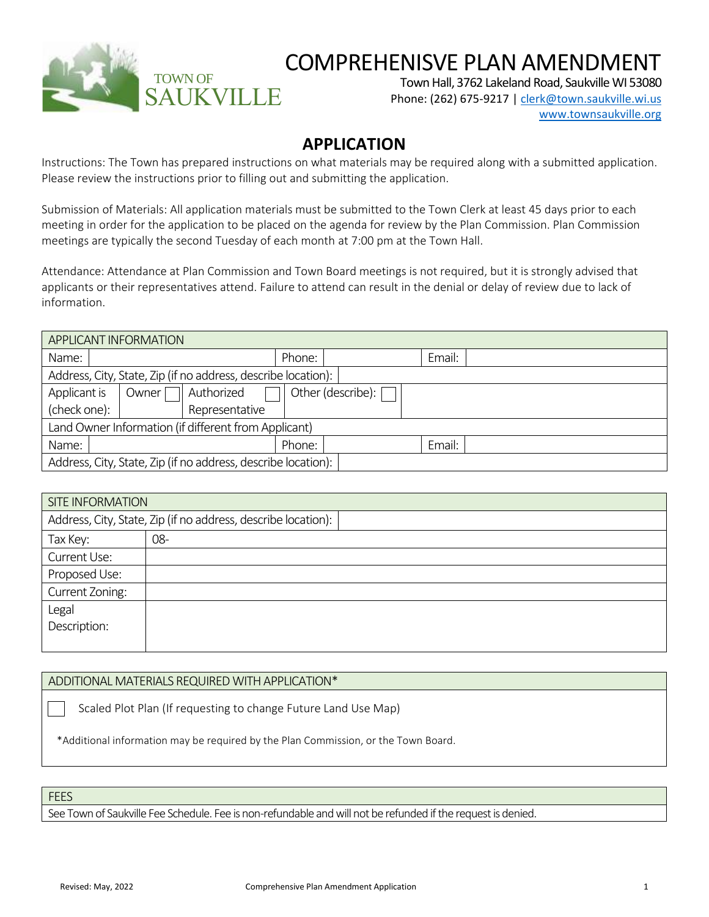# COMPREHENISVE PLAN AMENDMENT

TOWN OF SAUKVILLE

Town Hall, 3762 Lakeland Road, Saukville WI 53080
Phone: (262) 675-9217 | clerk@town.saukville.wi.us
www.townsaukville.org

## APPLICATION

Instructions: The Town has prepared instructions on what materials may be required along with a submitted application. Please review the instructions prior to filling out and submitting the application.

Submission of Materials: All application materials must be submitted to the Town Clerk at least 45 days prior to each meeting in order for the application to be placed on the agenda for review by the Plan Commission. Plan Commission meetings are typically the second Tuesday of each month at 7:00 pm at the Town Hall.

Attendance: Attendance at Plan Commission and Town Board meetings is not required, but it is strongly advised that applicants or their representatives attend. Failure to attend can result in the denial or delay of review due to lack of information.

| APPLICANT INFORMATION | | | | | |
|---|---|---|---|---|---|
| Name: | | Phone: | | Email: | |
| Address, City, State, Zip (if no address, describe location): | | | | | |
| Applicant is (check one): | Owner ☐ | Authorized Representative ☐ | Other (describe): ☐ | | |
| Land Owner Information (if different from Applicant) | | | | | |
| Name: | | Phone: | | Email: | |
| Address, City, State, Zip (if no address, describe location): | | | | | |

| SITE INFORMATION | |
|---|---|
| Address, City, State, Zip (if no address, describe location): | |
| Tax Key: | 08- |
| Current Use: | |
| Proposed Use: | |
| Current Zoning: | |
| Legal Description: | |

| ADDITIONAL MATERIALS REQUIRED WITH APPLICATION* |
|---|
| ☐ Scaled Plot Plan (If requesting to change Future Land Use Map) |
| *Additional information may be required by the Plan Commission, or the Town Board. |

| FEES |
|---|
| See Town of Saukville Fee Schedule. Fee is non-refundable and will not be refunded if the request is denied. |

Revised: May, 2022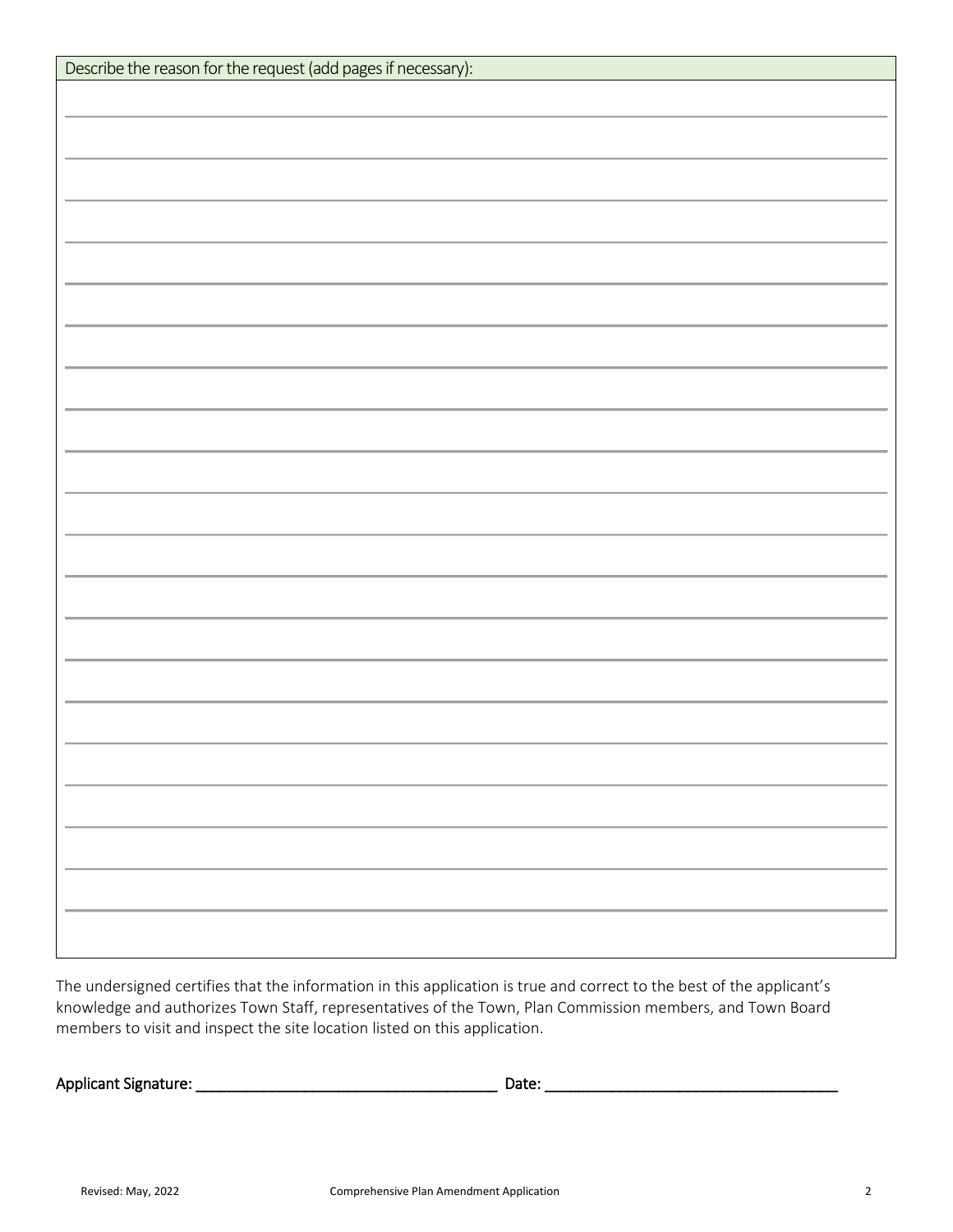| Describe the reason for the request (add pages if necessary): |
| --- |
| |

The undersigned certifies that the information in this application is true and correct to the best of the applicant's knowledge and authorizes Town Staff, representatives of the Town, Plan Commission members, and Town Board members to visit and inspect the site location listed on this application.

**Applicant Signature:** ___________________________________ **Date:** ___________________________________

Revised: May, 2022 Comprehensive Plan Amendment Application